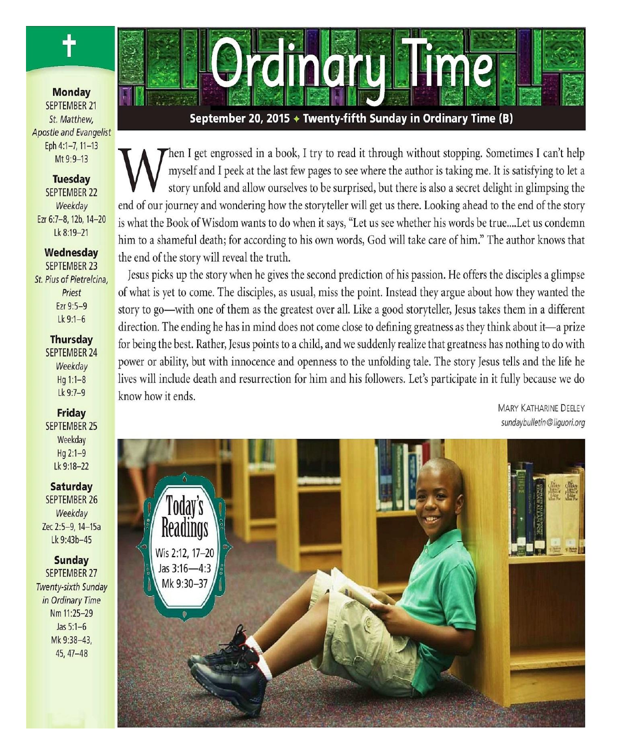# Ordinary Time

**September 20, 2015 ✦ Twenty-fifth Sunday in Ordinary Time (B)**

When I get engrossed in a book, I try to read it through without stopping. Sometimes I can't help myself and I peek at the last few pages to see where the author is taking me. It is satisfying to let a story unfold and allow ourselves to be surprised, but there is also a secret delight in glimpsing the end of our journey and wondering how the storyteller will get us there. Looking ahead to the end of the story is what the Book of Wisdom wants to do when it says, "Let us see whether his words be true....Let us condemn him to a shameful death; for according to his own words, God will take care of him." The author knows that the end of the story will reveal the truth.

Jesus picks up the story when he gives the second prediction of his passion. He offers the disciples a glimpse of what is yet to come. The disciples, as usual, miss the point. Instead they argue about how they wanted the story to go—with one of them as the greatest over all. Like a good storyteller, Jesus takes them in a different direction. The ending he has in mind does not come close to defining greatness as they think about it—a prize for being the best. Rather, Jesus points to a child, and we suddenly realize that greatness has nothing to do with power or ability, but with innocence and openness to the unfolding tale. The story Jesus tells and the life he lives will include death and resurrection for him and his followers. Let's participate in it fully because we do know how it ends.

MARY KATHARINE DEELEY
*sundaybulletin@liguori.org*

## Today's Readings

Wis 2:12, 17–20
Jas 3:16—4:3
Mk 9:30–37

---

**Monday**
SEPTEMBER 21
*St. Matthew, Apostle and Evangelist*
Eph 4:1–7, 11–13
Mt 9:9–13

**Tuesday**
SEPTEMBER 22
*Weekday*
Ezr 6:7–8, 12b, 14–20
Lk 8:19–21

**Wednesday**
SEPTEMBER 23
*St. Pius of Pietrelcina, Priest*
Ezr 9:5–9
Lk 9:1–6

**Thursday**
SEPTEMBER 24
*Weekday*
Hg 1:1–8
Lk 9:7–9

**Friday**
SEPTEMBER 25
Weekday
Hg 2:1–9
Lk 9:18–22

**Saturday**
SEPTEMBER 26
*Weekday*
Zec 2:5–9, 14–15a
Lk 9:43b–45

**Sunday**
SEPTEMBER 27
*Twenty-sixth Sunday in Ordinary Time*
Nm 11:25–29
Jas 5:1–6
Mk 9:38–43, 45, 47–48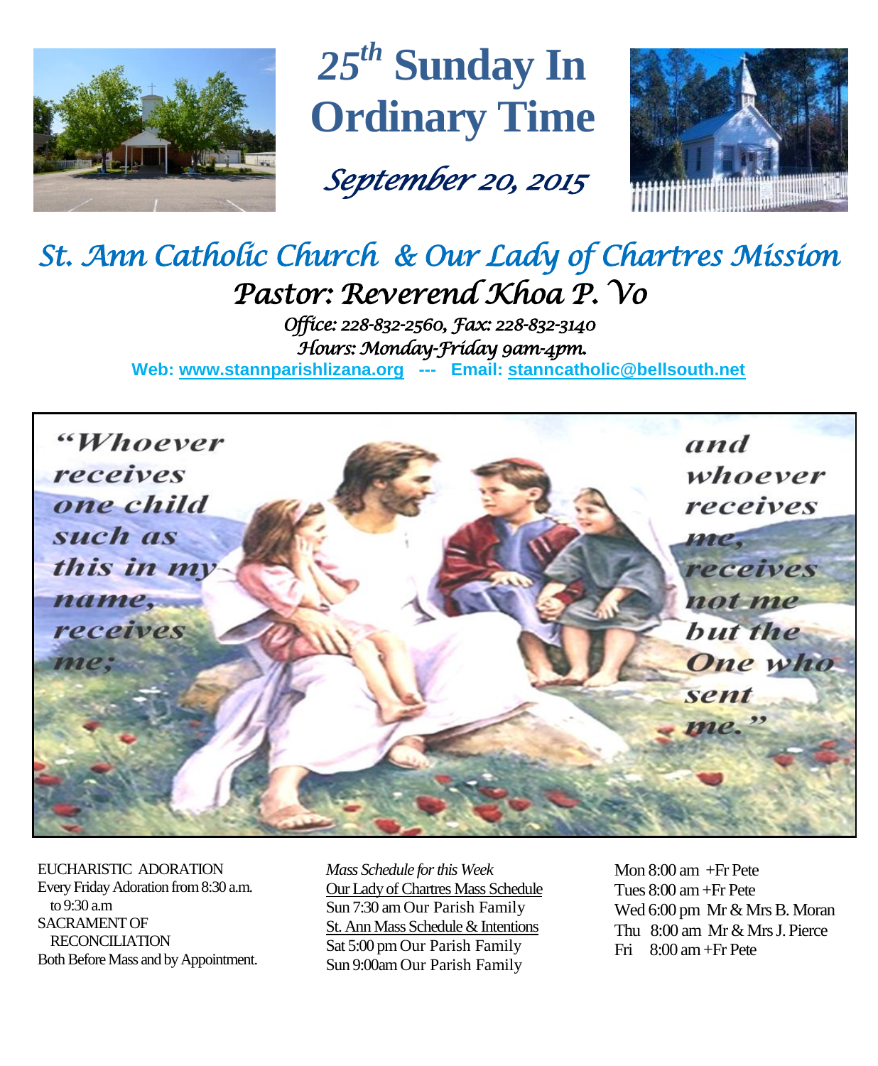# 25th Sunday In Ordinary Time

*September 20, 2015*

## *St. Ann Catholic Church & Our Lady of Chartres Mission*

### *Pastor: Reverend Khoa P. Vo*

*Office: 228-832-2560, Fax: 228-832-3140*
*Hours: Monday-Friday 9am-4pm.*

**Web: www.stannparishlizana.org --- Email: stanncatholic@bellsouth.net**

*"Whoever receives one child such as this in my name, receives me; and whoever receives me, receives not me but the One who sent me."*

EUCHARISTIC ADORATION
Every Friday Adoration from 8:30 a.m. to 9:30 a.m
SACRAMENT OF RECONCILIATION
Both Before Mass and by Appointment.

*Mass Schedule for this Week*

Our Lady of Chartres Mass Schedule
Sun 7:30 am Our Parish Family

St. Ann Mass Schedule & Intentions
Sat 5:00 pm Our Parish Family
Sun 9:00am Our Parish Family

Mon 8:00 am +Fr Pete
Tues 8:00 am +Fr Pete
Wed 6:00 pm Mr & Mrs B. Moran
Thu 8:00 am Mr & Mrs J. Pierce
Fri 8:00 am +Fr Pete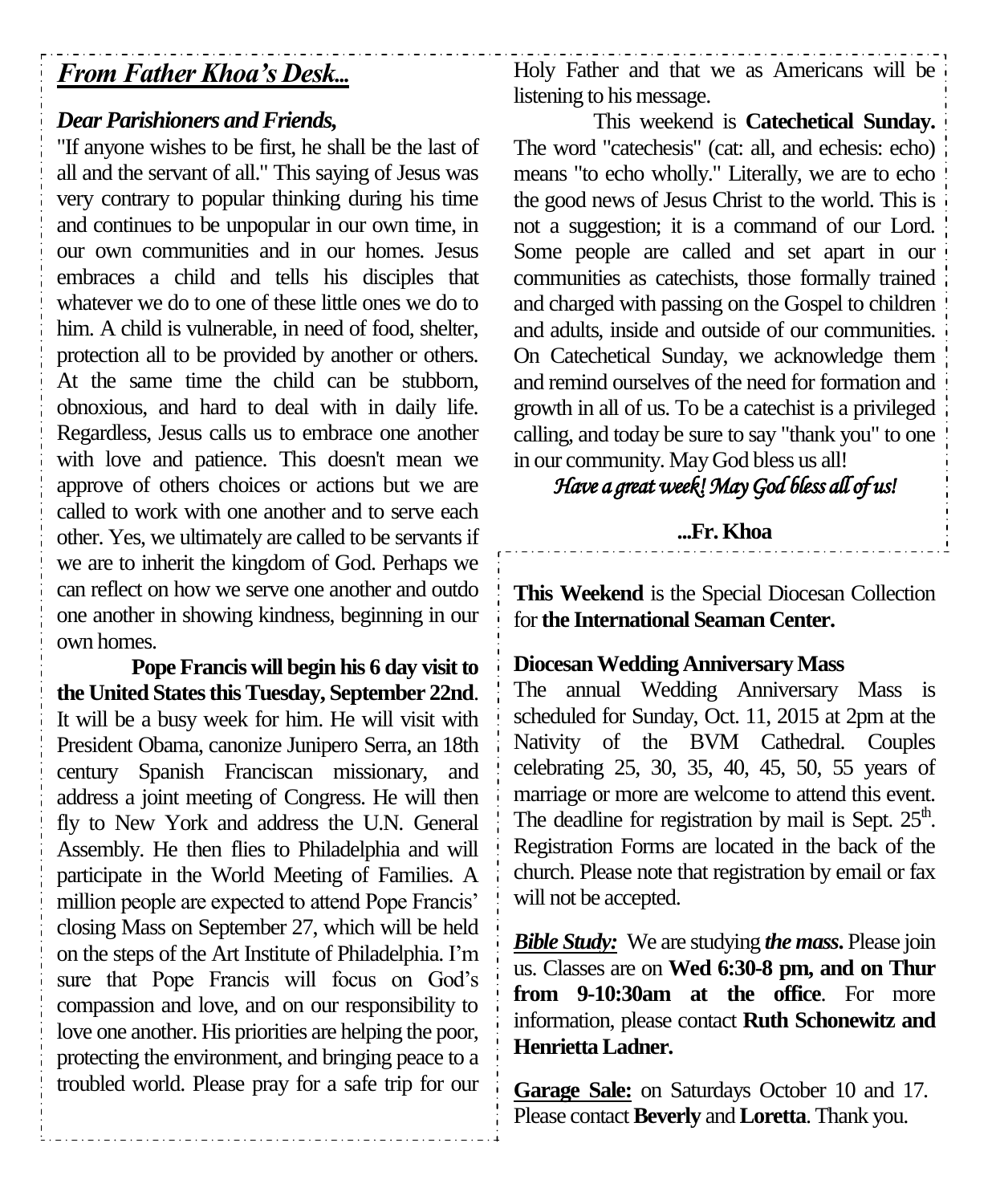## ***From Father Khoa's Desk...***

***Dear Parishioners and Friends,***

"If anyone wishes to be first, he shall be the last of all and the servant of all." This saying of Jesus was very contrary to popular thinking during his time and continues to be unpopular in our own time, in our own communities and in our homes. Jesus embraces a child and tells his disciples that whatever we do to one of these little ones we do to him. A child is vulnerable, in need of food, shelter, protection all to be provided by another or others. At the same time the child can be stubborn, obnoxious, and hard to deal with in daily life. Regardless, Jesus calls us to embrace one another with love and patience. This doesn't mean we approve of others choices or actions but we are called to work with one another and to serve each other. Yes, we ultimately are called to be servants if we are to inherit the kingdom of God. Perhaps we can reflect on how we serve one another and outdo one another in showing kindness, beginning in our own homes.

**Pope Francis will begin his 6 day visit to the United States this Tuesday, September 22nd**. It will be a busy week for him. He will visit with President Obama, canonize Junipero Serra, an 18th century Spanish Franciscan missionary, and address a joint meeting of Congress. He will then fly to New York and address the U.N. General Assembly. He then flies to Philadelphia and will participate in the World Meeting of Families. A million people are expected to attend Pope Francis' closing Mass on September 27, which will be held on the steps of the Art Institute of Philadelphia. I'm sure that Pope Francis will focus on God's compassion and love, and on our responsibility to love one another. His priorities are helping the poor, protecting the environment, and bringing peace to a troubled world. Please pray for a safe trip for our Holy Father and that we as Americans will be listening to his message.

This weekend is **Catechetical Sunday.** The word "catechesis" (cat: all, and echesis: echo) means "to echo wholly." Literally, we are to echo the good news of Jesus Christ to the world. This is not a suggestion; it is a command of our Lord. Some people are called and set apart in our communities as catechists, those formally trained and charged with passing on the Gospel to children and adults, inside and outside of our communities. On Catechetical Sunday, we acknowledge them and remind ourselves of the need for formation and growth in all of us. To be a catechist is a privileged calling, and today be sure to say "thank you" to one in our community. May God bless us all!

*Have a great week! May God bless all of us!*

**...Fr. Khoa**

**This Weekend** is the Special Diocesan Collection for **the International Seaman Center.**

**Diocesan Wedding Anniversary Mass**

The annual Wedding Anniversary Mass is scheduled for Sunday, Oct. 11, 2015 at 2pm at the Nativity of the BVM Cathedral. Couples celebrating 25, 30, 35, 40, 45, 50, 55 years of marriage or more are welcome to attend this event. The deadline for registration by mail is Sept. 25th. Registration Forms are located in the back of the church. Please note that registration by email or fax will not be accepted.

***Bible Study:*** We are studying ***the mass.*** Please join us. Classes are on **Wed 6:30-8 pm, and on Thur from 9-10:30am at the office**. For more information, please contact **Ruth Schonewitz and Henrietta Ladner.**

**Garage Sale:** on Saturdays October 10 and 17. Please contact **Beverly** and **Loretta**. Thank you.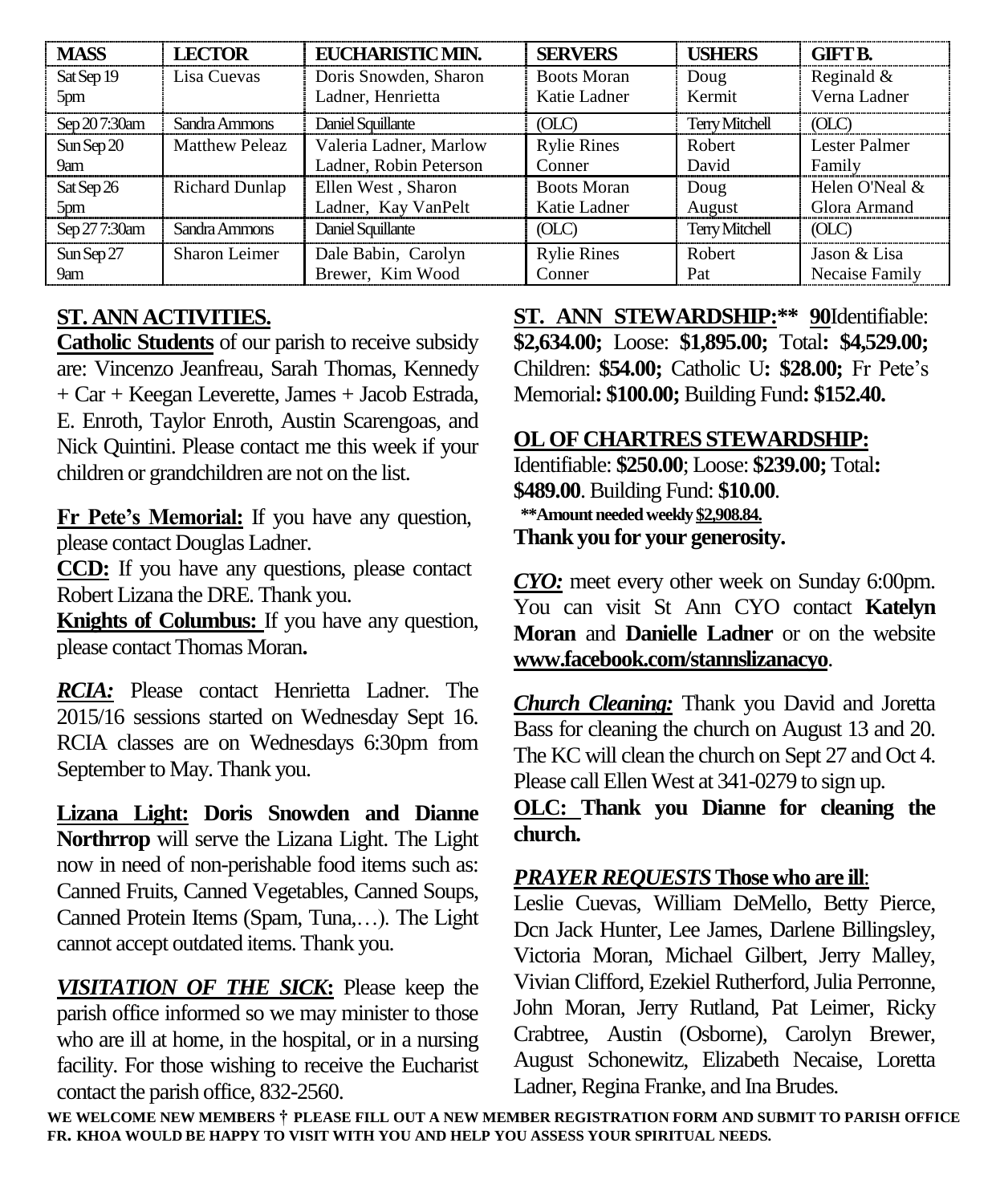| MASS | LECTOR | EUCHARISTIC MIN. | SERVERS | USHERS | GIFT B. |
|---|---|---|---|---|---|
| Sat Sep 19 5pm | Lisa Cuevas | Doris Snowden, Sharon Ladner, Henrietta | Boots Moran Katie Ladner | Doug Kermit | Reginald & Verna Ladner |
| Sep 20 7:30am | Sandra Ammons | Daniel Squillante | (OLC) | Terry Mitchell | (OLC) |
| Sun Sep 20 9am | Matthew Peleaz | Valeria Ladner, Marlow Ladner, Robin Peterson | Rylie Rines Conner | Robert David | Lester Palmer Family |
| Sat Sep 26 5pm | Richard Dunlap | Ellen West , Sharon Ladner, Kay VanPelt | Boots Moran Katie Ladner | Doug August | Helen O'Neal & Glora Armand |
| Sep 27 7:30am | Sandra Ammons | Daniel Squillante | (OLC) | Terry Mitchell | (OLC) |
| Sun Sep 27 9am | Sharon Leimer | Dale Babin, Carolyn Brewer, Kim Wood | Rylie Rines Conner | Robert Pat | Jason & Lisa Necaise Family |

## ST. ANN ACTIVITIES.

**Catholic Students** of our parish to receive subsidy are: Vincenzo Jeanfreau, Sarah Thomas, Kennedy + Car + Keegan Leverette, James + Jacob Estrada, E. Enroth, Taylor Enroth, Austin Scarengoas, and Nick Quintini. Please contact me this week if your children or grandchildren are not on the list.

**Fr Pete's Memorial:** If you have any question, please contact Douglas Ladner.

**CCD:** If you have any questions, please contact Robert Lizana the DRE. Thank you.

**Knights of Columbus:** If you have any question, please contact Thomas Moran**.**

***RCIA:*** Please contact Henrietta Ladner. The 2015/16 sessions started on Wednesday Sept 16. RCIA classes are on Wednesdays 6:30pm from September to May. Thank you.

**Lizana Light: Doris Snowden and Dianne Northrrop** will serve the Lizana Light. The Light now in need of non-perishable food items such as: Canned Fruits, Canned Vegetables, Canned Soups, Canned Protein Items (Spam, Tuna,…). The Light cannot accept outdated items. Thank you.

***VISITATION OF THE SICK*:** Please keep the parish office informed so we may minister to those who are ill at home, in the hospital, or in a nursing facility. For those wishing to receive the Eucharist contact the parish office, 832-2560.

**ST. ANN STEWARDSHIP:\*\* 90**Identifiable: **$2,634.00;** Loose: **$1,895.00;** Total**: $4,529.00;** Children: **$54.00;** Catholic U**: $28.00;** Fr Pete's Memorial**: $100.00;** Building Fund**: $152.40.**

**OL OF CHARTRES STEWARDSHIP:**

Identifiable: **$250.00**; Loose: **$239.00;** Total**: $489.00**. Building Fund: **$10.00**.

**\*\*Amount needed weekly $2,908.84.**

**Thank you for your generosity.**

***CYO:*** meet every other week on Sunday 6:00pm. You can visit St Ann CYO contact **Katelyn Moran** and **Danielle Ladner** or on the website **www.facebook.com/stannslizanacyo**.

***Church Cleaning:*** Thank you David and Joretta Bass for cleaning the church on August 13 and 20. The KC will clean the church on Sept 27 and Oct 4. Please call Ellen West at 341-0279 to sign up.

**OLC: Thank you Dianne for cleaning the church.**

***PRAYER REQUESTS*** **Those who are ill**:

Leslie Cuevas, William DeMello, Betty Pierce, Dcn Jack Hunter, Lee James, Darlene Billingsley, Victoria Moran, Michael Gilbert, Jerry Malley, Vivian Clifford, Ezekiel Rutherford, Julia Perronne, John Moran, Jerry Rutland, Pat Leimer, Ricky Crabtree, Austin (Osborne), Carolyn Brewer, August Schonewitz, Elizabeth Necaise, Loretta Ladner, Regina Franke, and Ina Brudes.

**WE WELCOME NEW MEMBERS † PLEASE FILL OUT A NEW MEMBER REGISTRATION FORM AND SUBMIT TO PARISH OFFICE FR. KHOA WOULD BE HAPPY TO VISIT WITH YOU AND HELP YOU ASSESS YOUR SPIRITUAL NEEDS.**